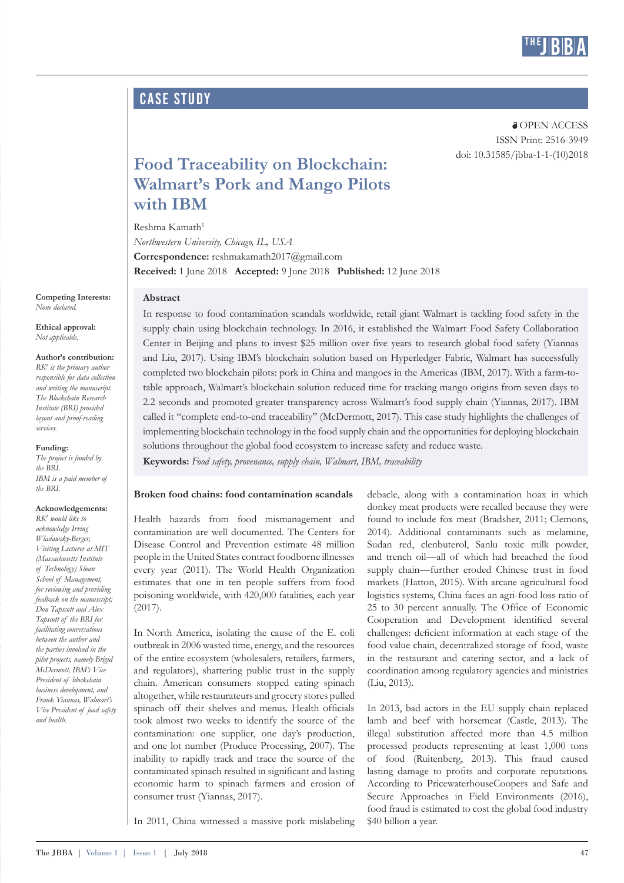CASE STUDY

OPEN ACCESS
ISSN Print: 2516-3949
doi: 10.31585/jbba-1-1-(10)2018

# Food Traceability on Blockchain: Walmart's Pork and Mango Pilots with IBM

Reshma Kamath[1]

*Northwestern University, Chicago, IL, USA*

**Correspondence:** reshmakamath2017@gmail.com

**Received:** 1 June 2018 **Accepted:** 9 June 2018 **Published:** 12 June 2018

**Competing Interests:** *None declared.*

**Ethical approval:** *Not applicable.*

**Author's contribution:** *RK[1] is the primary author responsible for data collection and writing the manuscript. The Blockchain Research Institute (BRI) provided layout and proof-reading services.*

**Funding:** *The project is funded by the BRI. IBM is a paid member of the BRI.*

**Acknowledgements:** *RK[1] would like to acknowledge Irving Wladawsky-Berger, Visiting Lecturer at MIT (Massachusetts Institute of Technology) Sloan School of Management, for reviewing and providing feedback on the manuscript; Don Tapscott and Alex Tapscott of the BRI for facilitating conversations between the author and the parties involved in the pilot projects, namely Brigid McDermott, IBM's Vice President of blockchain business development, and Frank Yiannas, Walmart's Vice President of food safety and health.*

## Abstract

In response to food contamination scandals worldwide, retail giant Walmart is tackling food safety in the supply chain using blockchain technology. In 2016, it established the Walmart Food Safety Collaboration Center in Beijing and plans to invest $25 million over five years to research global food safety (Yiannas and Liu, 2017). Using IBM's blockchain solution based on Hyperledger Fabric, Walmart has successfully completed two blockchain pilots: pork in China and mangoes in the Americas (IBM, 2017). With a farm-to-table approach, Walmart's blockchain solution reduced time for tracking mango origins from seven days to 2.2 seconds and promoted greater transparency across Walmart's food supply chain (Yiannas, 2017). IBM called it "complete end-to-end traceability" (McDermott, 2017). This case study highlights the challenges of implementing blockchain technology in the food supply chain and the opportunities for deploying blockchain solutions throughout the global food ecosystem to increase safety and reduce waste.

**Keywords:** *Food safety, provenance, supply chain, Walmart, IBM, traceability*

### Broken food chains: food contamination scandals

Health hazards from food mismanagement and contamination are well documented. The Centers for Disease Control and Prevention estimate 48 million people in the United States contract foodborne illnesses every year (2011). The World Health Organization estimates that one in ten people suffers from food poisoning worldwide, with 420,000 fatalities, each year (2017).

In North America, isolating the cause of the E. coli outbreak in 2006 wasted time, energy, and the resources of the entire ecosystem (wholesalers, retailers, farmers, and regulators), shattering public trust in the supply chain. American consumers stopped eating spinach altogether, while restaurateurs and grocery stores pulled spinach off their shelves and menus. Health officials took almost two weeks to identify the source of the contamination: one supplier, one day's production, and one lot number (Produce Processing, 2007). The inability to rapidly track and trace the source of the contaminated spinach resulted in significant and lasting economic harm to spinach farmers and erosion of consumer trust (Yiannas, 2017).

In 2011, China witnessed a massive pork mislabeling debacle, along with a contamination hoax in which donkey meat products were recalled because they were found to include fox meat (Bradsher, 2011; Clemons, 2014). Additional contaminants such as melamine, Sudan red, clenbuterol, Sanlu toxic milk powder, and trench oil—all of which had breached the food supply chain—further eroded Chinese trust in food markets (Hatton, 2015). With arcane agricultural food logistics systems, China faces an agri-food loss ratio of 25 to 30 percent annually. The Office of Economic Cooperation and Development identified several challenges: deficient information at each stage of the food value chain, decentralized storage of food, waste in the restaurant and catering sector, and a lack of coordination among regulatory agencies and ministries (Liu, 2013).

In 2013, bad actors in the EU supply chain replaced lamb and beef with horsemeat (Castle, 2013). The illegal substitution affected more than 4.5 million processed products representing at least 1,000 tons of food (Ruitenberg, 2013). This fraud caused lasting damage to profits and corporate reputations. According to PricewaterhouseCoopers and Safe and Secure Approaches in Field Environments (2016), food fraud is estimated to cost the global food industry $40 billion a year.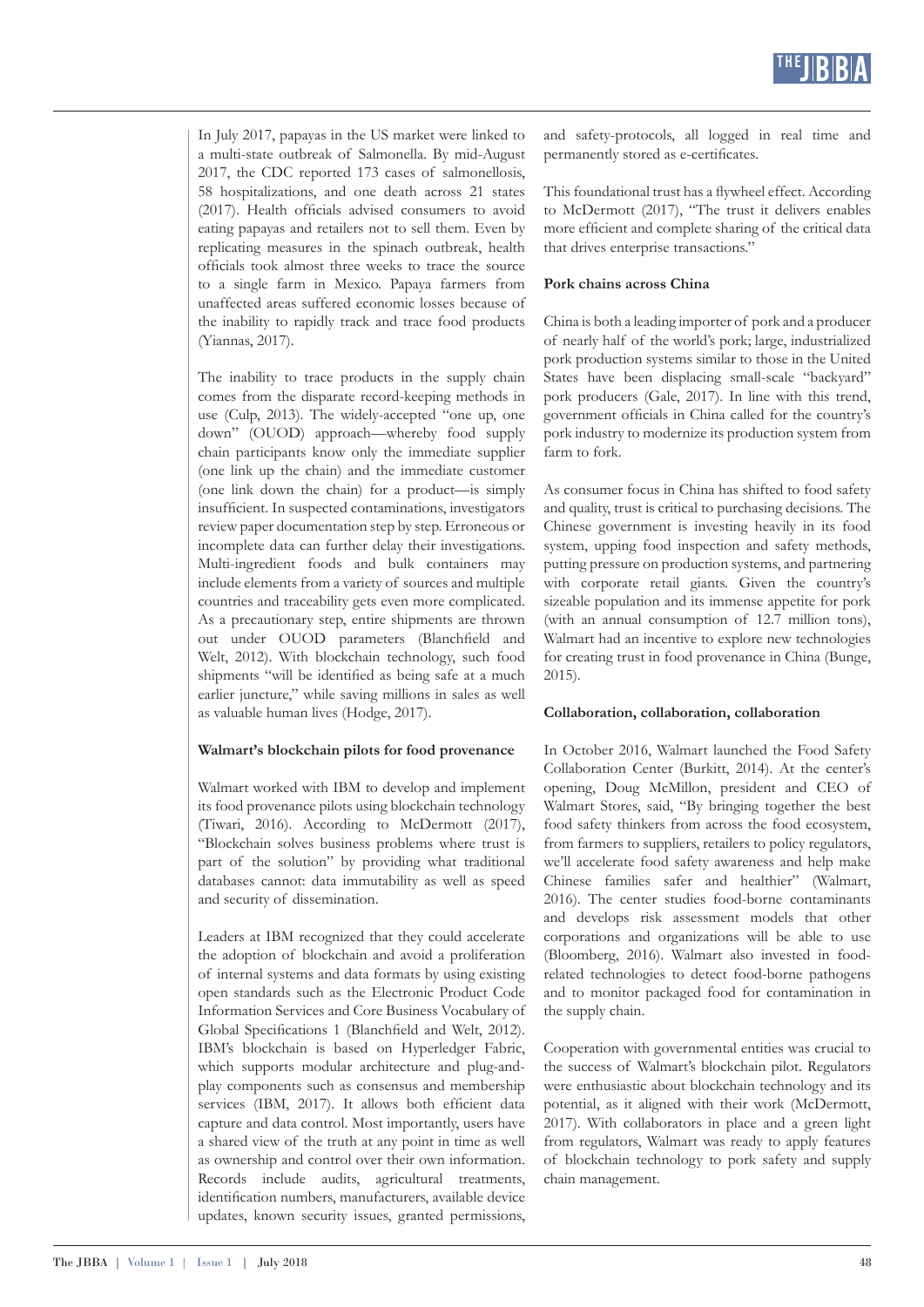In July 2017, papayas in the US market were linked to a multi-state outbreak of Salmonella. By mid-August 2017, the CDC reported 173 cases of salmonellosis, 58 hospitalizations, and one death across 21 states (2017). Health officials advised consumers to avoid eating papayas and retailers not to sell them. Even by replicating measures in the spinach outbreak, health officials took almost three weeks to trace the source to a single farm in Mexico. Papaya farmers from unaffected areas suffered economic losses because of the inability to rapidly track and trace food products (Yiannas, 2017).

The inability to trace products in the supply chain comes from the disparate record-keeping methods in use (Culp, 2013). The widely-accepted "one up, one down" (OUOD) approach—whereby food supply chain participants know only the immediate supplier (one link up the chain) and the immediate customer (one link down the chain) for a product—is simply insufficient. In suspected contaminations, investigators review paper documentation step by step. Erroneous or incomplete data can further delay their investigations. Multi-ingredient foods and bulk containers may include elements from a variety of sources and multiple countries and traceability gets even more complicated. As a precautionary step, entire shipments are thrown out under OUOD parameters (Blanchfield and Welt, 2012). With blockchain technology, such food shipments "will be identified as being safe at a much earlier juncture," while saving millions in sales as well as valuable human lives (Hodge, 2017).

**Walmart's blockchain pilots for food provenance**

Walmart worked with IBM to develop and implement its food provenance pilots using blockchain technology (Tiwari, 2016). According to McDermott (2017), "Blockchain solves business problems where trust is part of the solution" by providing what traditional databases cannot: data immutability as well as speed and security of dissemination.

Leaders at IBM recognized that they could accelerate the adoption of blockchain and avoid a proliferation of internal systems and data formats by using existing open standards such as the Electronic Product Code Information Services and Core Business Vocabulary of Global Specifications 1 (Blanchfield and Welt, 2012). IBM's blockchain is based on Hyperledger Fabric, which supports modular architecture and plug-and-play components such as consensus and membership services (IBM, 2017). It allows both efficient data capture and data control. Most importantly, users have a shared view of the truth at any point in time as well as ownership and control over their own information. Records include audits, agricultural treatments, identification numbers, manufacturers, available device updates, known security issues, granted permissions, and safety-protocols, all logged in real time and permanently stored as e-certificates.

This foundational trust has a flywheel effect. According to McDermott (2017), "The trust it delivers enables more efficient and complete sharing of the critical data that drives enterprise transactions."

**Pork chains across China**

China is both a leading importer of pork and a producer of nearly half of the world's pork; large, industrialized pork production systems similar to those in the United States have been displacing small-scale "backyard" pork producers (Gale, 2017). In line with this trend, government officials in China called for the country's pork industry to modernize its production system from farm to fork.

As consumer focus in China has shifted to food safety and quality, trust is critical to purchasing decisions. The Chinese government is investing heavily in its food system, upping food inspection and safety methods, putting pressure on production systems, and partnering with corporate retail giants. Given the country's sizeable population and its immense appetite for pork (with an annual consumption of 12.7 million tons), Walmart had an incentive to explore new technologies for creating trust in food provenance in China (Bunge, 2015).

**Collaboration, collaboration, collaboration**

In October 2016, Walmart launched the Food Safety Collaboration Center (Burkitt, 2014). At the center's opening, Doug McMillon, president and CEO of Walmart Stores, said, "By bringing together the best food safety thinkers from across the food ecosystem, from farmers to suppliers, retailers to policy regulators, we'll accelerate food safety awareness and help make Chinese families safer and healthier" (Walmart, 2016). The center studies food-borne contaminants and develops risk assessment models that other corporations and organizations will be able to use (Bloomberg, 2016). Walmart also invested in food-related technologies to detect food-borne pathogens and to monitor packaged food for contamination in the supply chain.

Cooperation with governmental entities was crucial to the success of Walmart's blockchain pilot. Regulators were enthusiastic about blockchain technology and its potential, as it aligned with their work (McDermott, 2017). With collaborators in place and a green light from regulators, Walmart was ready to apply features of blockchain technology to pork safety and supply chain management.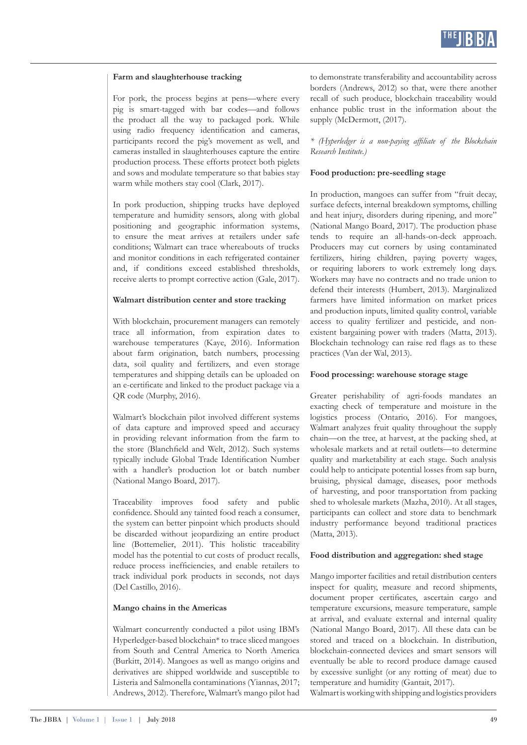**Farm and slaughterhouse tracking**

For pork, the process begins at pens—where every pig is smart-tagged with bar codes—and follows the product all the way to packaged pork. While using radio frequency identification and cameras, participants record the pig's movement as well, and cameras installed in slaughterhouses capture the entire production process. These efforts protect both piglets and sows and modulate temperature so that babies stay warm while mothers stay cool (Clark, 2017).

In pork production, shipping trucks have deployed temperature and humidity sensors, along with global positioning and geographic information systems, to ensure the meat arrives at retailers under safe conditions; Walmart can trace whereabouts of trucks and monitor conditions in each refrigerated container and, if conditions exceed established thresholds, receive alerts to prompt corrective action (Gale, 2017).

**Walmart distribution center and store tracking**

With blockchain, procurement managers can remotely trace all information, from expiration dates to warehouse temperatures (Kaye, 2016). Information about farm origination, batch numbers, processing data, soil quality and fertilizers, and even storage temperatures and shipping details can be uploaded on an e-certificate and linked to the product package via a QR code (Murphy, 2016).

Walmart's blockchain pilot involved different systems of data capture and improved speed and accuracy in providing relevant information from the farm to the store (Blanchfield and Welt, 2012). Such systems typically include Global Trade Identification Number with a handler's production lot or batch number (National Mango Board, 2017).

Traceability improves food safety and public confidence. Should any tainted food reach a consumer, the system can better pinpoint which products should be discarded without jeopardizing an entire product line (Bottemelier, 2011). This holistic traceability model has the potential to cut costs of product recalls, reduce process inefficiencies, and enable retailers to track individual pork products in seconds, not days (Del Castillo, 2016).

**Mango chains in the Americas**

Walmart concurrently conducted a pilot using IBM's Hyperledger-based blockchain* to trace sliced mangoes from South and Central America to North America (Burkitt, 2014). Mangoes as well as mango origins and derivatives are shipped worldwide and susceptible to Listeria and Salmonella contaminations (Yiannas, 2017; Andrews, 2012). Therefore, Walmart's mango pilot had to demonstrate transferability and accountability across borders (Andrews, 2012) so that, were there another recall of such produce, blockchain traceability would enhance public trust in the information about the supply (McDermott, (2017).

*\* (Hyperledger is a non-paying affiliate of the Blockchain Research Institute.)*

**Food production: pre-seedling stage**

In production, mangoes can suffer from "fruit decay, surface defects, internal breakdown symptoms, chilling and heat injury, disorders during ripening, and more" (National Mango Board, 2017). The production phase tends to require an all-hands-on-deck approach. Producers may cut corners by using contaminated fertilizers, hiring children, paying poverty wages, or requiring laborers to work extremely long days. Workers may have no contracts and no trade union to defend their interests (Humbert, 2013). Marginalized farmers have limited information on market prices and production inputs, limited quality control, variable access to quality fertilizer and pesticide, and non-existent bargaining power with traders (Matta, 2013). Blockchain technology can raise red flags as to these practices (Van der Wal, 2013).

**Food processing: warehouse storage stage**

Greater perishability of agri-foods mandates an exacting check of temperature and moisture in the logistics process (Ontario, 2016). For mangoes, Walmart analyzes fruit quality throughout the supply chain—on the tree, at harvest, at the packing shed, at wholesale markets and at retail outlets—to determine quality and marketability at each stage. Such analysis could help to anticipate potential losses from sap burn, bruising, physical damage, diseases, poor methods of harvesting, and poor transportation from packing shed to wholesale markets (Mazha, 2010). At all stages, participants can collect and store data to benchmark industry performance beyond traditional practices (Matta, 2013).

**Food distribution and aggregation: shed stage**

Mango importer facilities and retail distribution centers inspect for quality, measure and record shipments, document proper certificates, ascertain cargo and temperature excursions, measure temperature, sample at arrival, and evaluate external and internal quality (National Mango Board, 2017). All these data can be stored and traced on a blockchain. In distribution, blockchain-connected devices and smart sensors will eventually be able to record produce damage caused by excessive sunlight (or any rotting of meat) due to temperature and humidity (Gantait, 2017).

Walmart is working with shipping and logistics providers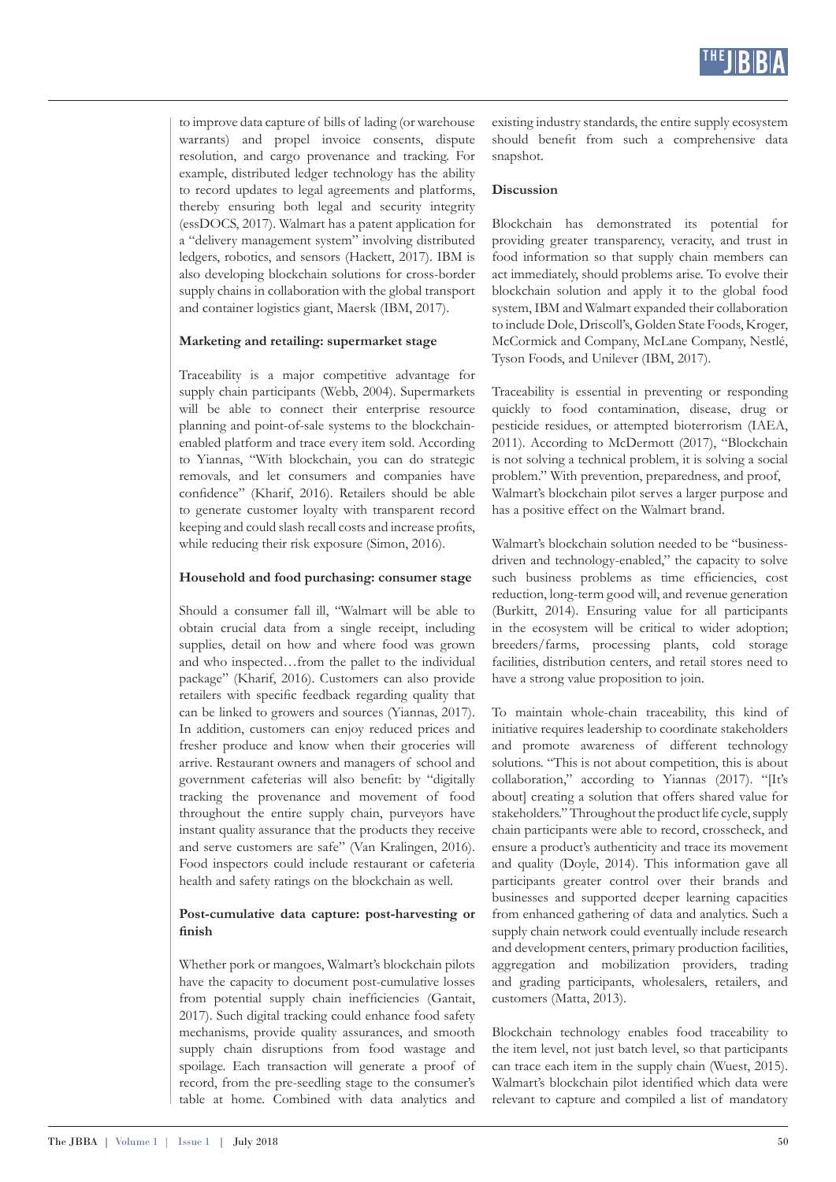to improve data capture of bills of lading (or warehouse warrants) and propel invoice consents, dispute resolution, and cargo provenance and tracking. For example, distributed ledger technology has the ability to record updates to legal agreements and platforms, thereby ensuring both legal and security integrity (essDOCS, 2017). Walmart has a patent application for a "delivery management system" involving distributed ledgers, robotics, and sensors (Hackett, 2017). IBM is also developing blockchain solutions for cross-border supply chains in collaboration with the global transport and container logistics giant, Maersk (IBM, 2017).

**Marketing and retailing: supermarket stage**

Traceability is a major competitive advantage for supply chain participants (Webb, 2004). Supermarkets will be able to connect their enterprise resource planning and point-of-sale systems to the blockchain-enabled platform and trace every item sold. According to Yiannas, "With blockchain, you can do strategic removals, and let consumers and companies have confidence" (Kharif, 2016). Retailers should be able to generate customer loyalty with transparent record keeping and could slash recall costs and increase profits, while reducing their risk exposure (Simon, 2016).

**Household and food purchasing: consumer stage**

Should a consumer fall ill, "Walmart will be able to obtain crucial data from a single receipt, including supplies, detail on how and where food was grown and who inspected…from the pallet to the individual package" (Kharif, 2016). Customers can also provide retailers with specific feedback regarding quality that can be linked to growers and sources (Yiannas, 2017). In addition, customers can enjoy reduced prices and fresher produce and know when their groceries will arrive. Restaurant owners and managers of school and government cafeterias will also benefit: by "digitally tracking the provenance and movement of food throughout the entire supply chain, purveyors have instant quality assurance that the products they receive and serve customers are safe" (Van Kralingen, 2016). Food inspectors could include restaurant or cafeteria health and safety ratings on the blockchain as well.

**Post-cumulative data capture: post-harvesting or finish**

Whether pork or mangoes, Walmart's blockchain pilots have the capacity to document post-cumulative losses from potential supply chain inefficiencies (Gantait, 2017). Such digital tracking could enhance food safety mechanisms, provide quality assurances, and smooth supply chain disruptions from food wastage and spoilage. Each transaction will generate a proof of record, from the pre-seedling stage to the consumer's table at home. Combined with data analytics and existing industry standards, the entire supply ecosystem should benefit from such a comprehensive data snapshot.

**Discussion**

Blockchain has demonstrated its potential for providing greater transparency, veracity, and trust in food information so that supply chain members can act immediately, should problems arise. To evolve their blockchain solution and apply it to the global food system, IBM and Walmart expanded their collaboration to include Dole, Driscoll's, Golden State Foods, Kroger, McCormick and Company, McLane Company, Nestlé, Tyson Foods, and Unilever (IBM, 2017).

Traceability is essential in preventing or responding quickly to food contamination, disease, drug or pesticide residues, or attempted bioterrorism (IAEA, 2011). According to McDermott (2017), "Blockchain is not solving a technical problem, it is solving a social problem." With prevention, preparedness, and proof, Walmart's blockchain pilot serves a larger purpose and has a positive effect on the Walmart brand.

Walmart's blockchain solution needed to be "business-driven and technology-enabled," the capacity to solve such business problems as time efficiencies, cost reduction, long-term good will, and revenue generation (Burkitt, 2014). Ensuring value for all participants in the ecosystem will be critical to wider adoption; breeders/farms, processing plants, cold storage facilities, distribution centers, and retail stores need to have a strong value proposition to join.

To maintain whole-chain traceability, this kind of initiative requires leadership to coordinate stakeholders and promote awareness of different technology solutions. "This is not about competition, this is about collaboration," according to Yiannas (2017). "[It's about] creating a solution that offers shared value for stakeholders." Throughout the product life cycle, supply chain participants were able to record, crosscheck, and ensure a product's authenticity and trace its movement and quality (Doyle, 2014). This information gave all participants greater control over their brands and businesses and supported deeper learning capacities from enhanced gathering of data and analytics. Such a supply chain network could eventually include research and development centers, primary production facilities, aggregation and mobilization providers, trading and grading participants, wholesalers, retailers, and customers (Matta, 2013).

Blockchain technology enables food traceability to the item level, not just batch level, so that participants can trace each item in the supply chain (Wuest, 2015). Walmart's blockchain pilot identified which data were relevant to capture and compiled a list of mandatory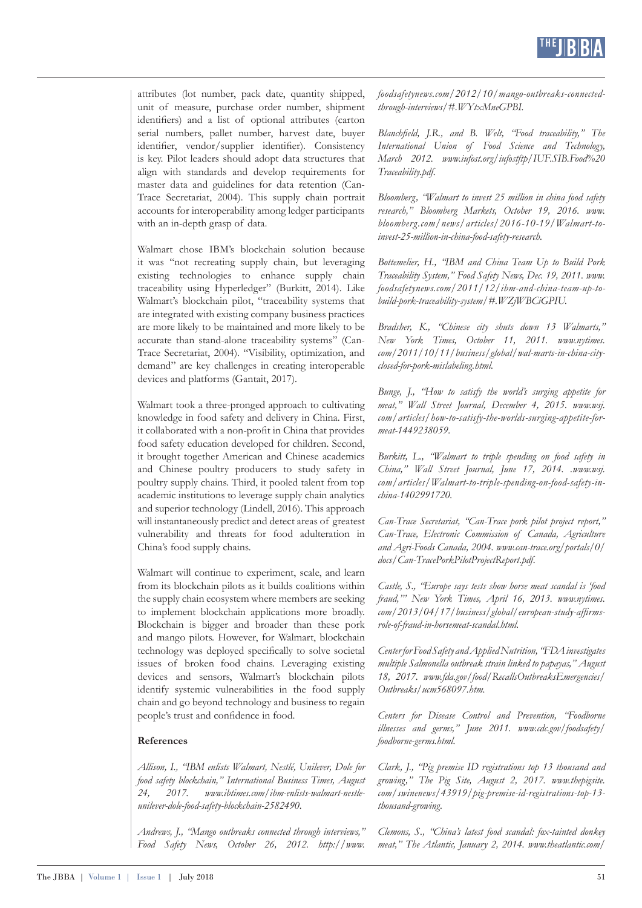attributes (lot number, pack date, quantity shipped, unit of measure, purchase order number, shipment identifiers) and a list of optional attributes (carton serial numbers, pallet number, harvest date, buyer identifier, vendor/supplier identifier). Consistency is key. Pilot leaders should adopt data structures that align with standards and develop requirements for master data and guidelines for data retention (Can-Trace Secretariat, 2004). This supply chain portrait accounts for interoperability among ledger participants with an in-depth grasp of data.

Walmart chose IBM's blockchain solution because it was "not recreating supply chain, but leveraging existing technologies to enhance supply chain traceability using Hyperledger" (Burkitt, 2014). Like Walmart's blockchain pilot, "traceability systems that are integrated with existing company business practices are more likely to be maintained and more likely to be accurate than stand-alone traceability systems" (Can-Trace Secretariat, 2004). "Visibility, optimization, and demand" are key challenges in creating interoperable devices and platforms (Gantait, 2017).

Walmart took a three-pronged approach to cultivating knowledge in food safety and delivery in China. First, it collaborated with a non-profit in China that provides food safety education developed for children. Second, it brought together American and Chinese academics and Chinese poultry producers to study safety in poultry supply chains. Third, it pooled talent from top academic institutions to leverage supply chain analytics and superior technology (Lindell, 2016). This approach will instantaneously predict and detect areas of greatest vulnerability and threats for food adulteration in China's food supply chains.

Walmart will continue to experiment, scale, and learn from its blockchain pilots as it builds coalitions within the supply chain ecosystem where members are seeking to implement blockchain applications more broadly. Blockchain is bigger and broader than these pork and mango pilots. However, for Walmart, blockchain technology was deployed specifically to solve societal issues of broken food chains. Leveraging existing devices and sensors, Walmart's blockchain pilots identify systemic vulnerabilities in the food supply chain and go beyond technology and business to regain people's trust and confidence in food.

### References

*Allison, I., "IBM enlists Walmart, Nestlé, Unilever, Dole for food safety blockchain," International Business Times, August 24, 2017. www.ibtimes.com/ibm-enlists-walmart-nestle-unilever-dole-food-safety-blockchain-2582490.*

*Andrews, J., "Mango outbreaks connected through interviews," Food Safety News, October 26, 2012. http://www.foodsafetynews.com/2012/10/mango-outbreaks-connected-through-interviews/#.WYtxMneGPBI.*

*Blanchfield, J.R., and B. Welt, "Food traceability," The International Union of Food Science and Technology, March 2012. www.iufost.org/iufostftp/IUF.SIB.Food%20Traceability.pdf.*

*Bloomberg, "Walmart to invest 25 million in china food safety research," Bloomberg Markets, October 19, 2016. www.bloomberg.com/news/articles/2016-10-19/Walmart-to-invest-25-million-in-china-food-safety-research.*

*Bottemelier, H., "IBM and China Team Up to Build Pork Traceability System," Food Safety News, Dec. 19, 2011. www.foodsafetynews.com/2011/12/ibm-and-china-team-up-to-build-pork-traceability-system/#.WZjWBCiGPIU.*

*Bradsher, K., "Chinese city shuts down 13 Walmarts," New York Times, October 11, 2011. www.nytimes.com/2011/10/11/business/global/wal-marts-in-china-city-closed-for-pork-mislabeling.html.*

*Bunge, J., "How to satisfy the world's surging appetite for meat," Wall Street Journal, December 4, 2015. www.wsj.com/articles/how-to-satisfy-the-worlds-surging-appetite-for-meat-1449238059.*

*Burkitt, L., "Walmart to triple spending on food safety in China," Wall Street Journal, June 17, 2014. .www.wsj.com/articles/Walmart-to-triple-spending-on-food-safety-in-china-1402991720.*

*Can-Trace Secretariat, "Can-Trace pork pilot project report," Can-Trace, Electronic Commission of Canada, Agriculture and Agri-Foods Canada, 2004. www.can-trace.org/portals/0/docs/Can-TracePorkPilotProjectReport.pdf.*

*Castle, S., "Europe says tests show horse meat scandal is 'food fraud,'" New York Times, April 16, 2013. www.nytimes.com/2013/04/17/business/global/european-study-affirms-role-of-fraud-in-horsemeat-scandal.html.*

*Center for Food Safety and Applied Nutrition, "FDA investigates multiple Salmonella outbreak strain linked to papayas," August 18, 2017. www.fda.gov/food/RecallsOutbreaksEmergencies/Outbreaks/ucm568097.htm.*

*Centers for Disease Control and Prevention, "Foodborne illnesses and germs," June 2011. www.cdc.gov/foodsafety/foodborne-germs.html.*

*Clark, J., "Pig premise ID registrations top 13 thousand and growing," The Pig Site, August 2, 2017. www.thepigsite.com/swinenews/43919/pig-premise-id-registrations-top-13-thousand-growing.*

*Clemons, S., "China's latest food scandal: fox-tainted donkey meat," The Atlantic, January 2, 2014. www.theatlantic.com/*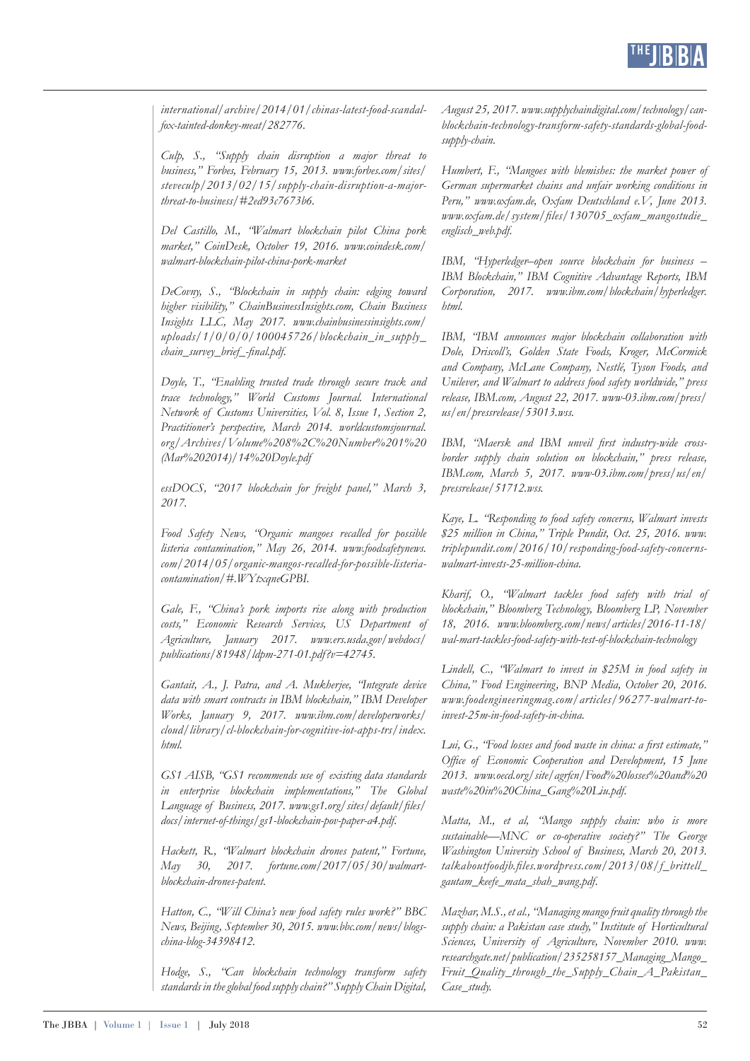*international/archive/2014/01/chinas-latest-food-scandal-fox-tainted-donkey-meat/282776.*

*Culp, S., "Supply chain disruption a major threat to business," Forbes, February 15, 2013. www.forbes.com/sites/steveculp/2013/02/15/supply-chain-disruption-a-major-threat-to-business/#2ed93c7673b6.*

*Del Castillo, M., "Walmart blockchain pilot China pork market," CoinDesk, October 19, 2016. www.coindesk.com/walmart-blockchain-pilot-china-pork-market*

*DeCovny, S., "Blockchain in supply chain: edging toward higher visibility," ChainBusinessInsights.com, Chain Business Insights LLC, May 2017. www.chainbusinessinsights.com/uploads/1/0/0/0/100045726/blockchain_in_supply_chain_survey_brief_-final.pdf.*

*Doyle, T., "Enabling trusted trade through secure track and trace technology," World Customs Journal. International Network of Customs Universities, Vol. 8, Issue 1, Section 2, Practitioner's perspective, March 2014. worldcustomsjournal.org/Archives/Volume%208%2C%20Number%201%20(Mar%202014)/14%20Doyle.pdf*

*essDOCS, "2017 blockchain for freight panel," March 3, 2017.*

*Food Safety News, "Organic mangoes recalled for possible listeria contamination," May 26, 2014. www.foodsafetynews.com/2014/05/organic-mangos-recalled-for-possible-listeria-contamination/#.WYtxqneGPBI.*

*Gale, F., "China's pork imports rise along with production costs," Economic Research Services, US Department of Agriculture, January 2017. www.ers.usda.gov/webdocs/publications/81948/ldpm-271-01.pdf?v=42745.*

*Gantait, A., J. Patra, and A. Mukherjee, "Integrate device data with smart contracts in IBM blockchain," IBM Developer Works, January 9, 2017. www.ibm.com/developerworks/cloud/library/cl-blockchain-for-cognitive-iot-apps-trs/index.html.*

*GS1 AISB, "GS1 recommends use of existing data standards in enterprise blockchain implementations," The Global Language of Business, 2017. www.gs1.org/sites/default/files/docs/internet-of-things/gs1-blockchain-pov-paper-a4.pdf.*

*Hackett, R., "Walmart blockchain drones patent," Fortune, May 30, 2017. fortune.com/2017/05/30/walmart-blockchain-drones-patent.*

*Hatton, C., "Will China's new food safety rules work?" BBC News, Beijing, September 30, 2015. www.bbc.com/news/blogs-china-blog-34398412.*

*Hodge, S., "Can blockchain technology transform safety standards in the global food supply chain?" Supply Chain Digital, August 25, 2017. www.supplychaindigital.com/technology/can-blockchain-technology-transform-safety-standards-global-food-supply-chain.*

*Humbert, F., "Mangoes with blemishes: the market power of German supermarket chains and unfair working conditions in Peru," www.oxfam.de, Oxfam Deutschland e.V, June 2013. www.oxfam.de/system/files/130705_oxfam_mangostudie_englisch_web.pdf.*

*IBM, "Hyperledger–open source blockchain for business – IBM Blockchain," IBM Cognitive Advantage Reports, IBM Corporation, 2017. www.ibm.com/blockchain/hyperledger.html.*

*IBM, "IBM announces major blockchain collaboration with Dole, Driscoll's, Golden State Foods, Kroger, McCormick and Company, McLane Company, Nestlé, Tyson Foods, and Unilever, and Walmart to address food safety worldwide," press release, IBM.com, August 22, 2017. www-03.ibm.com/press/us/en/pressrelease/53013.wss.*

*IBM, "Maersk and IBM unveil first industry-wide cross-border supply chain solution on blockchain," press release, IBM.com, March 5, 2017. www-03.ibm.com/press/us/en/pressrelease/51712.wss.*

*Kaye, L. "Responding to food safety concerns, Walmart invests $25 million in China," Triple Pundit, Oct. 25, 2016. www.triplepundit.com/2016/10/responding-food-safety-concerns-walmart-invests-25-million-china.*

*Kharif, O., "Walmart tackles food safety with trial of blockchain," Bloomberg Technology, Bloomberg LP, November 18, 2016. www.bloomberg.com/news/articles/2016-11-18/wal-mart-tackles-food-safety-with-test-of-blockchain-technology*

*Lindell, C., "Walmart to invest in $25M in food safety in China," Food Engineering, BNP Media, October 20, 2016. www.foodengineeringmag.com/articles/96277-walmart-to-invest-25m-in-food-safety-in-china.*

*Lui, G., "Food losses and food waste in china: a first estimate," Office of Economic Cooperation and Development, 15 June 2013. www.oecd.org/site/agrfcn/Food%20losses%20and%20waste%20in%20China_Gang%20Liu.pdf.*

*Matta, M., et al, "Mango supply chain: who is more sustainable—MNC or co-operative society?" The George Washington University School of Business, March 20, 2013. talkaboutfoodjb.files.wordpress.com/2013/08/f_brittell_gautam_keefe_mata_shah_wang.pdf.*

*Mazhar, M.S., et al., "Managing mango fruit quality through the supply chain: a Pakistan case study," Institute of Horticultural Sciences, University of Agriculture, November 2010. www.researchgate.net/publication/235258157_Managing_Mango_Fruit_Quality_through_the_Supply_Chain_A_Pakistan_Case_study.*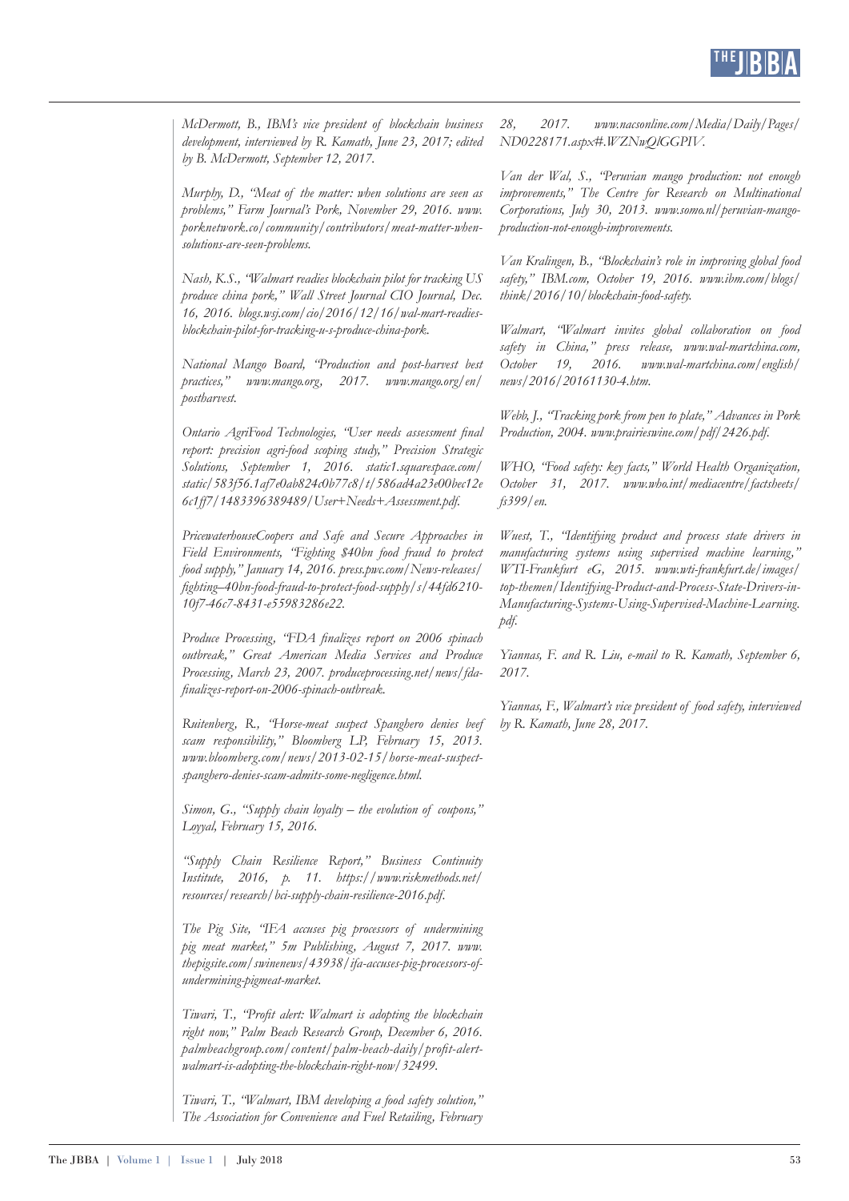*McDermott, B., IBM's vice president of blockchain business development, interviewed by R. Kamath, June 23, 2017; edited by B. McDermott, September 12, 2017.*

*Murphy, D., "Meat of the matter: when solutions are seen as problems," Farm Journal's Pork, November 29, 2016. www.porknetwork.co/community/contributors/meat-matter-when-solutions-are-seen-problems.*

*Nash, K.S., "Walmart readies blockchain pilot for tracking US produce china pork," Wall Street Journal CIO Journal, Dec. 16, 2016. blogs.wsj.com/cio/2016/12/16/wal-mart-readies-blockchain-pilot-for-tracking-u-s-produce-china-pork.*

*National Mango Board, "Production and post-harvest best practices," www.mango.org, 2017. www.mango.org/en/postharvest.*

*Ontario AgriFood Technologies, "User needs assessment final report: precision agri-food scoping study," Precision Strategic Solutions, September 1, 2016. static1.squarespace.com/static/583f56.1af7e0ab824c0b77c8/t/586ad4a23e00bec12e6c1ff7/1483396389489/User+Needs+Assessment.pdf.*

*PricewaterhouseCoopers and Safe and Secure Approaches in Field Environments, "Fighting $40bn food fraud to protect food supply," January 14, 2016. press.pwc.com/News-releases/fighting–40bn-food-fraud-to-protect-food-supply/s/44fd6210-10f7-46c7-8431-e55983286e22.*

*Produce Processing, "FDA finalizes report on 2006 spinach outbreak," Great American Media Services and Produce Processing, March 23, 2007. produceprocessing.net/news/fda-finalizes-report-on-2006-spinach-outbreak.*

*Ruitenberg, R., "Horse-meat suspect Spanghero denies beef scam responsibility," Bloomberg LP, February 15, 2013. www.bloomberg.com/news/2013-02-15/horse-meat-suspect-spanghero-denies-scam-admits-some-negligence.html.*

*Simon, G., "Supply chain loyalty – the evolution of coupons," Loyyal, February 15, 2016.*

*"Supply Chain Resilience Report," Business Continuity Institute, 2016, p. 11. https://www.riskmethods.net/resources/research/bci-supply-chain-resilience-2016.pdf.*

*The Pig Site, "IFA accuses pig processors of undermining pig meat market," 5m Publishing, August 7, 2017. www.thepigsite.com/swinenews/43938/ifa-accuses-pig-processors-of-undermining-pigmeat-market.*

*Tiwari, T., "Profit alert: Walmart is adopting the blockchain right now," Palm Beach Research Group, December 6, 2016. palmbeachgroup.com/content/palm-beach-daily/profit-alert-walmart-is-adopting-the-blockchain-right-now/32499.*

*Tiwari, T., "Walmart, IBM developing a food safety solution," The Association for Convenience and Fuel Retailing, February 28, 2017. www.nacsonline.com/Media/Daily/Pages/ND0228171.aspx#.WZNwQlGGPIV.*

*Van der Wal, S., "Peruvian mango production: not enough improvements," The Centre for Research on Multinational Corporations, July 30, 2013. www.somo.nl/peruvian-mango-production-not-enough-improvements.*

*Van Kralingen, B., "Blockchain's role in improving global food safety," IBM.com, October 19, 2016. www.ibm.com/blogs/think/2016/10/blockchain-food-safety.*

*Walmart, "Walmart invites global collaboration on food safety in China," press release, www.wal-martchina.com, October 19, 2016. www.wal-martchina.com/english/news/2016/20161130-4.htm.*

*Webb, J., "Tracking pork from pen to plate," Advances in Pork Production, 2004. www.prairieswine.com/pdf/2426.pdf.*

*WHO, "Food safety: key facts," World Health Organization, October 31, 2017. www.who.int/mediacentre/factsheets/fs399/en.*

*Wuest, T., "Identifying product and process state drivers in manufacturing systems using supervised machine learning," WTI-Frankfurt eG, 2015. www.wti-frankfurt.de/images/top-themen/Identifying-Product-and-Process-State-Drivers-in-Manufacturing-Systems-Using-Supervised-Machine-Learning.pdf.*

*Yiannas, F. and R. Liu, e-mail to R. Kamath, September 6, 2017.*

*Yiannas, F., Walmart's vice president of food safety, interviewed by R. Kamath, June 28, 2017.*